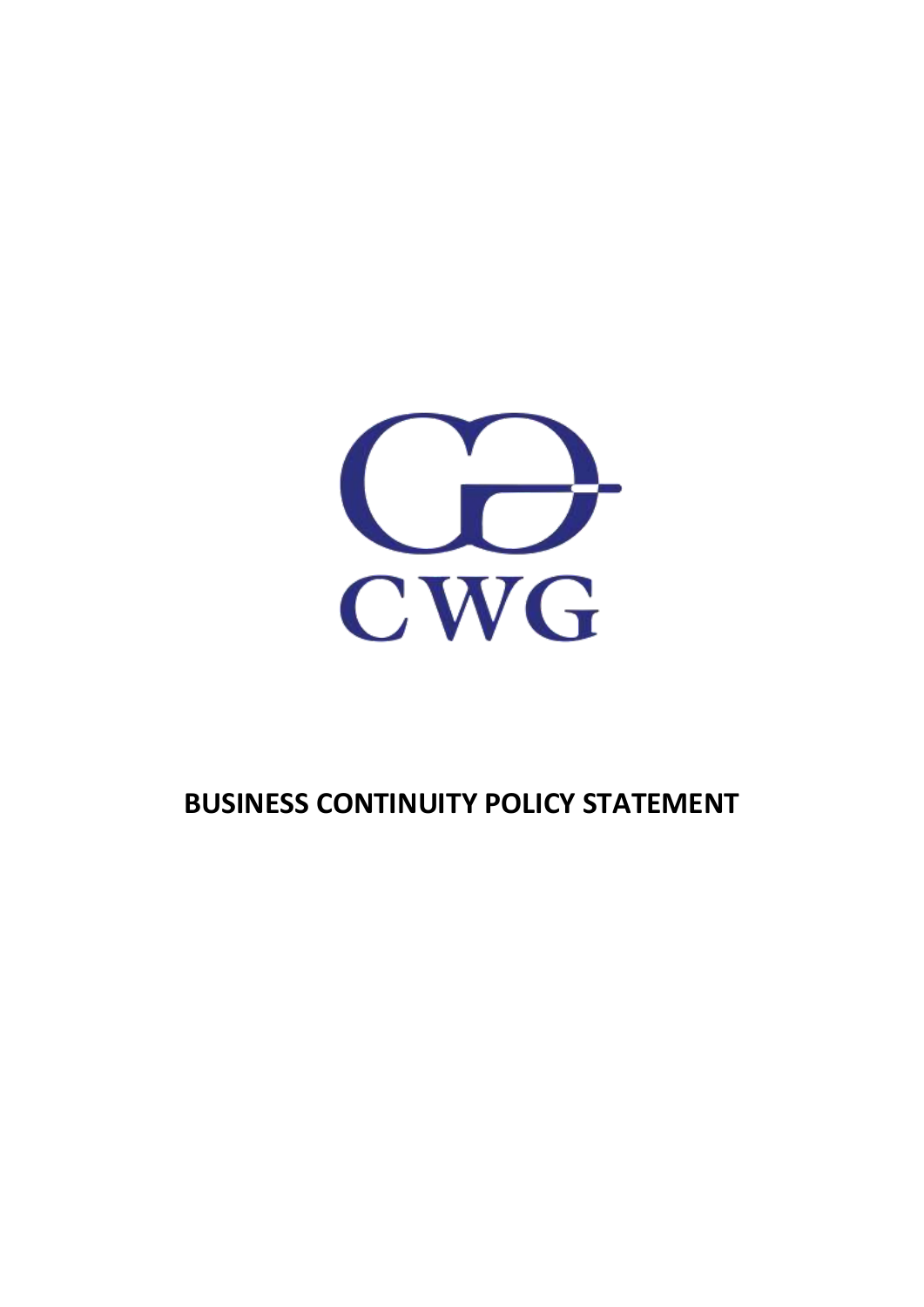CWG

# BUSINESS CONTINUITY POLICY STATEMENT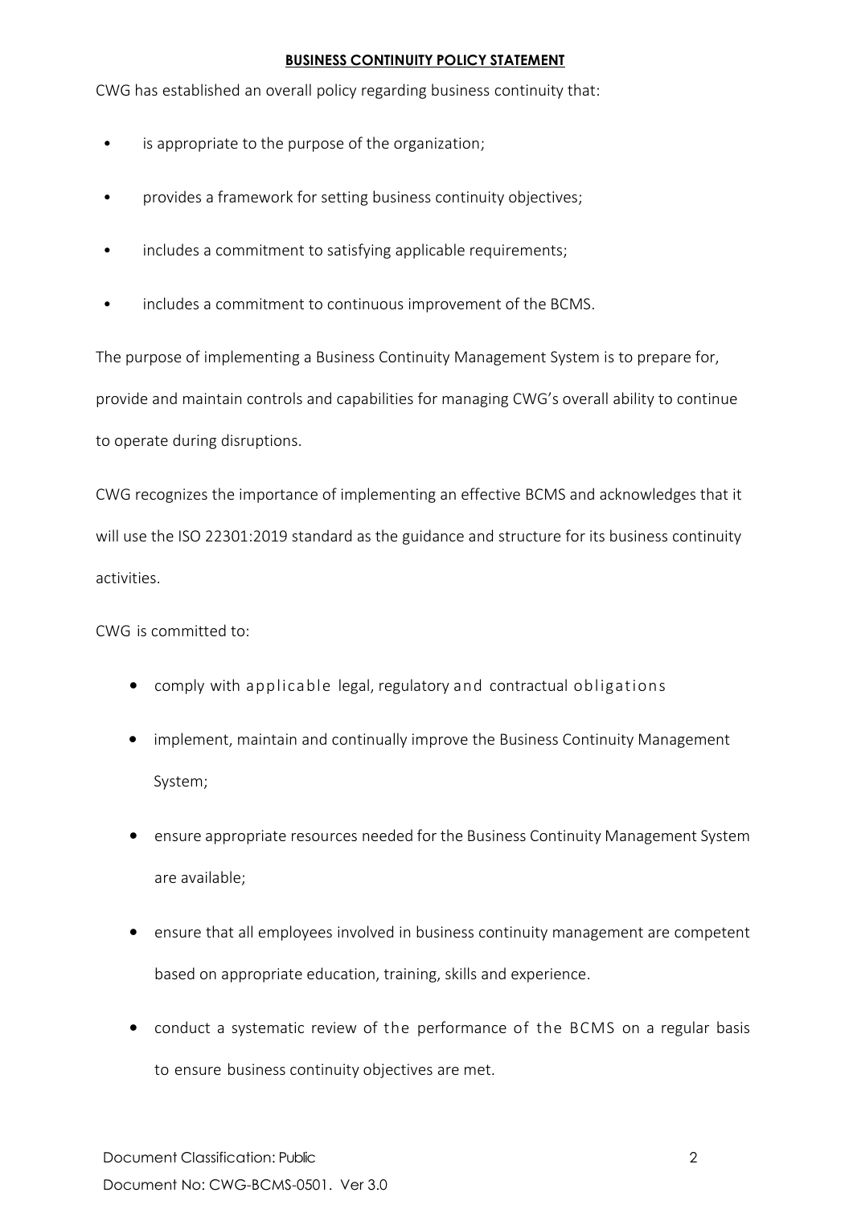## **BUSINESS CONTINUITY POLICY STATEMENT**

CWG has established an overall policy regarding business continuity that:

- is appropriate to the purpose of the organization;
- provides a framework for setting business continuity objectives;
- includes a commitment to satisfying applicable requirements;
- includes a commitment to continuous improvement of the BCMS.

The purpose of implementing a Business Continuity Management System is to prepare for, provide and maintain controls and capabilities for managing CWG's overall ability to continue to operate during disruptions.

CWG recognizes the importance of implementing an effective BCMS and acknowledges that it will use the ISO 22301:2019 standard as the guidance and structure for its business continuity activities.

CWG is committed to:

- comply with applicable legal, regulatory and contractual obligations
- implement, maintain and continually improve the Business Continuity Management System;
- ensure appropriate resources needed for the Business Continuity Management System are available;
- ensure that all employees involved in business continuity management are competent based on appropriate education, training, skills and experience.
- conduct a systematic review of the performance of the BCMS on a regular basis to ensure business continuity objectives are met.

Document Classification: Public

Document No: CWG-BCMS-0501. Ver 3.0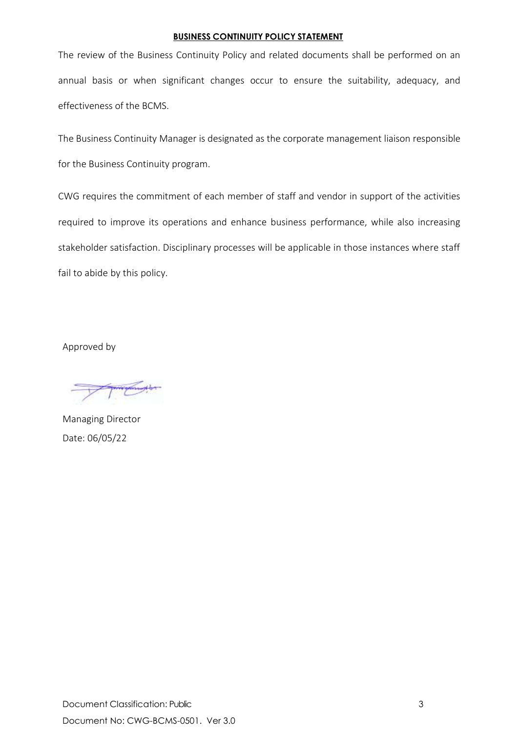**BUSINESS CONTINUITY POLICY STATEMENT**

The review of the Business Continuity Policy and related documents shall be performed on an annual basis or when significant changes occur to ensure the suitability, adequacy, and effectiveness of the BCMS.

The Business Continuity Manager is designated as the corporate management liaison responsible for the Business Continuity program.

CWG requires the commitment of each member of staff and vendor in support of the activities required to improve its operations and enhance business performance, while also increasing stakeholder satisfaction. Disciplinary processes will be applicable in those instances where staff fail to abide by this policy.

Approved by

Managing Director
Date: 06/05/22

Document Classification: Public
Document No: CWG-BCMS-0501. Ver 3.0